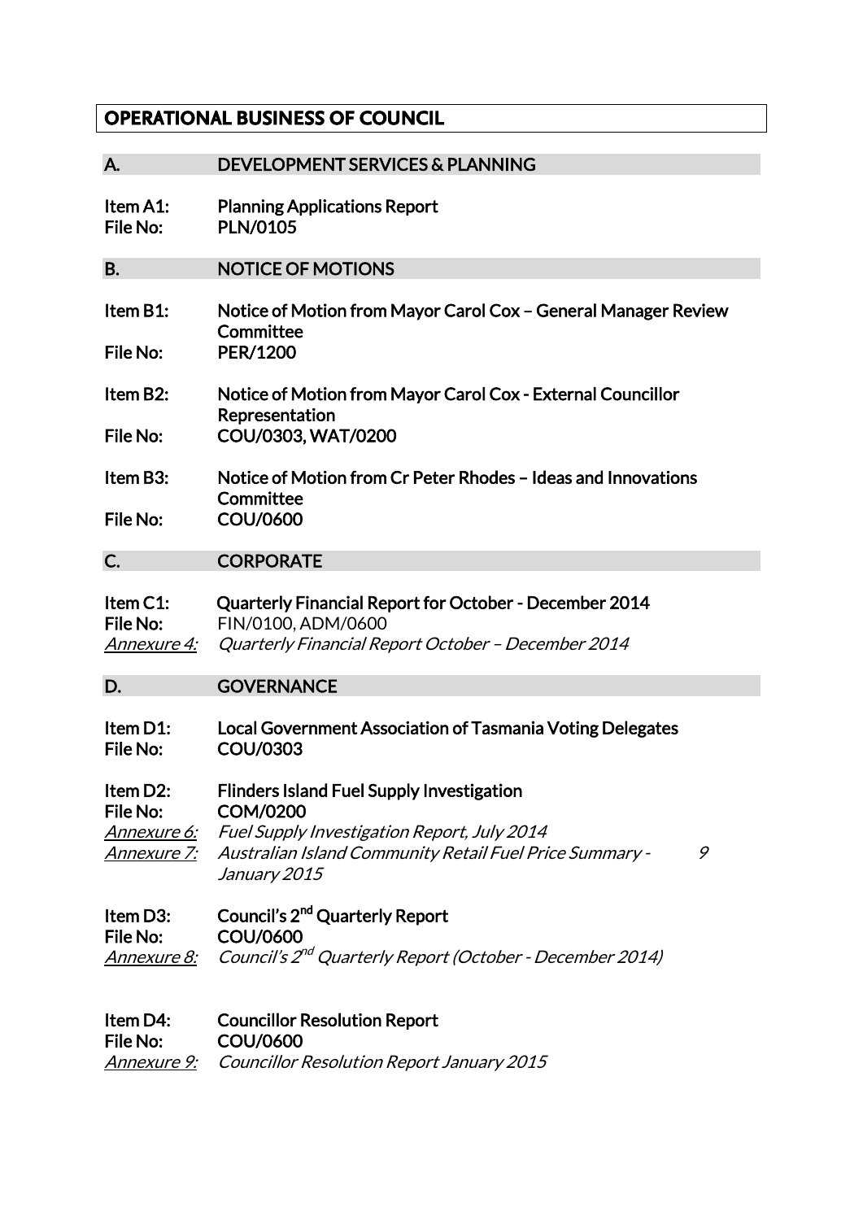# OPERATIONAL BUSINESS OF COUNCIL

## A. DEVELOPMENT SERVICES & PLANNING

**Item A1:** **Planning Applications Report**
**File No:** **PLN/0105**

## B. NOTICE OF MOTIONS

**Item B1:** **Notice of Motion from Mayor Carol Cox – General Manager Review Committee**
**File No:** **PER/1200**

**Item B2:** **Notice of Motion from Mayor Carol Cox - External Councillor Representation**
**File No:** **COU/0303, WAT/0200**

**Item B3:** **Notice of Motion from Cr Peter Rhodes – Ideas and Innovations Committee**
**File No:** **COU/0600**

## C. CORPORATE

**Item C1:** **Quarterly Financial Report for October - December 2014**
**File No:** FIN/0100, ADM/0600
*Annexure 4:* *Quarterly Financial Report October – December 2014*

## D. GOVERNANCE

**Item D1:** **Local Government Association of Tasmania Voting Delegates**
**File No:** **COU/0303**

**Item D2:** **Flinders Island Fuel Supply Investigation**
**File No:** **COM/0200**
*Annexure 6:* *Fuel Supply Investigation Report, July 2014*
*Annexure 7:* *Australian Island Community Retail Fuel Price Summary - 9 January 2015*

**Item D3:** **Council's 2nd Quarterly Report**
**File No:** **COU/0600**
*Annexure 8:* *Council's 2nd Quarterly Report (October - December 2014)*

**Item D4:** **Councillor Resolution Report**
**File No:** **COU/0600**
*Annexure 9:* *Councillor Resolution Report January 2015*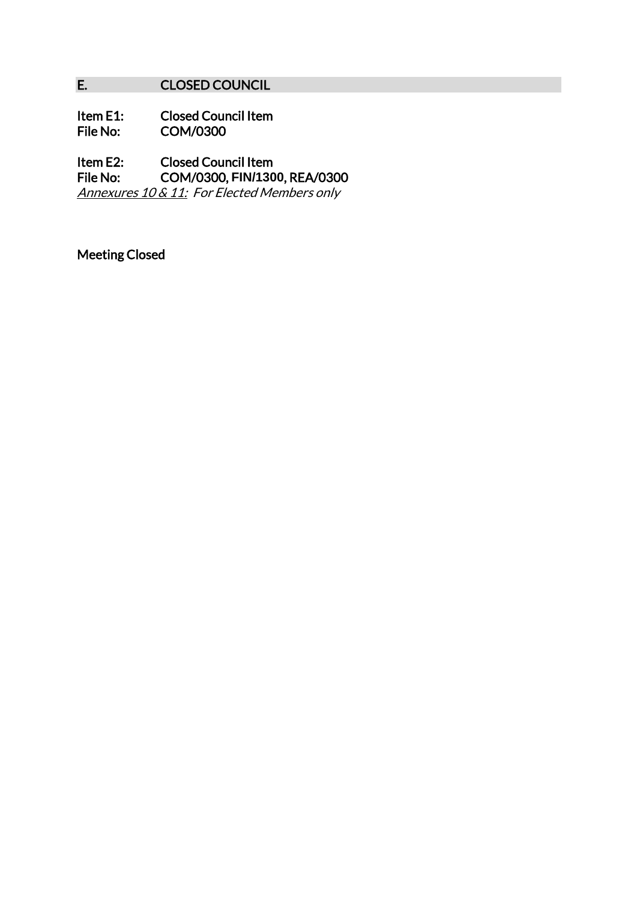## E. CLOSED COUNCIL

Item E1: Closed Council Item
File No: COM/0300

Item E2: Closed Council Item
File No: COM/0300, FIN/1300, REA/0300
*Annexures 10 & 11: For Elected Members only*

Meeting Closed